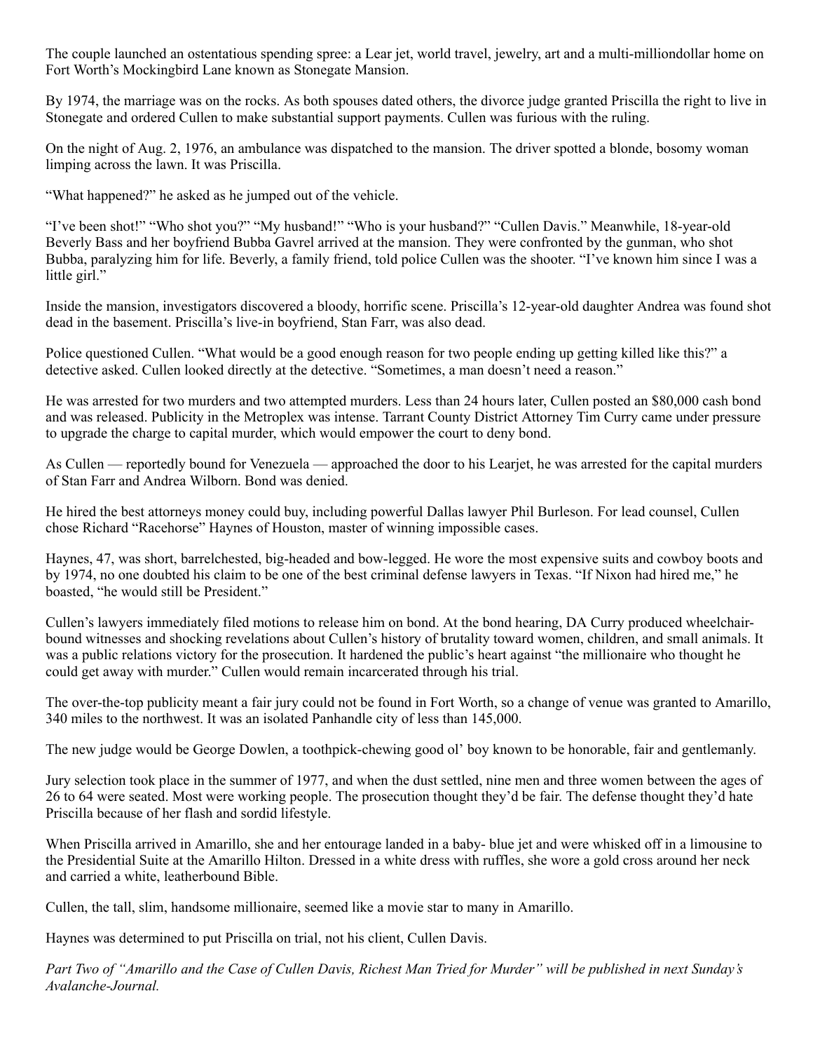The couple launched an ostentatious spending spree: a Lear jet, world travel, jewelry, art and a multi-milliondollar home on Fort Worth's Mockingbird Lane known as Stonegate Mansion.

By 1974, the marriage was on the rocks. As both spouses dated others, the divorce judge granted Priscilla the right to live in Stonegate and ordered Cullen to make substantial support payments. Cullen was furious with the ruling.

On the night of Aug. 2, 1976, an ambulance was dispatched to the mansion. The driver spotted a blonde, bosomy woman limping across the lawn. It was Priscilla.

"What happened?" he asked as he jumped out of the vehicle.

"I've been shot!" "Who shot you?" "My husband!" "Who is your husband?" "Cullen Davis." Meanwhile, 18-year-old Beverly Bass and her boyfriend Bubba Gavrel arrived at the mansion. They were confronted by the gunman, who shot Bubba, paralyzing him for life. Beverly, a family friend, told police Cullen was the shooter. "I've known him since I was a little girl."

Inside the mansion, investigators discovered a bloody, horrific scene. Priscilla's 12-year-old daughter Andrea was found shot dead in the basement. Priscilla's live-in boyfriend, Stan Farr, was also dead.

Police questioned Cullen. "What would be a good enough reason for two people ending up getting killed like this?" a detective asked. Cullen looked directly at the detective. "Sometimes, a man doesn't need a reason."

He was arrested for two murders and two attempted murders. Less than 24 hours later, Cullen posted an $80,000 cash bond and was released. Publicity in the Metroplex was intense. Tarrant County District Attorney Tim Curry came under pressure to upgrade the charge to capital murder, which would empower the court to deny bond.

As Cullen — reportedly bound for Venezuela — approached the door to his Learjet, he was arrested for the capital murders of Stan Farr and Andrea Wilborn. Bond was denied.

He hired the best attorneys money could buy, including powerful Dallas lawyer Phil Burleson. For lead counsel, Cullen chose Richard "Racehorse" Haynes of Houston, master of winning impossible cases.

Haynes, 47, was short, barrelchested, big-headed and bow-legged. He wore the most expensive suits and cowboy boots and by 1974, no one doubted his claim to be one of the best criminal defense lawyers in Texas. "If Nixon had hired me," he boasted, "he would still be President."

Cullen's lawyers immediately filed motions to release him on bond. At the bond hearing, DA Curry produced wheelchair-bound witnesses and shocking revelations about Cullen's history of brutality toward women, children, and small animals. It was a public relations victory for the prosecution. It hardened the public's heart against "the millionaire who thought he could get away with murder." Cullen would remain incarcerated through his trial.

The over-the-top publicity meant a fair jury could not be found in Fort Worth, so a change of venue was granted to Amarillo, 340 miles to the northwest. It was an isolated Panhandle city of less than 145,000.

The new judge would be George Dowlen, a toothpick-chewing good ol' boy known to be honorable, fair and gentlemanly.

Jury selection took place in the summer of 1977, and when the dust settled, nine men and three women between the ages of 26 to 64 were seated. Most were working people. The prosecution thought they'd be fair. The defense thought they'd hate Priscilla because of her flash and sordid lifestyle.

When Priscilla arrived in Amarillo, she and her entourage landed in a baby- blue jet and were whisked off in a limousine to the Presidential Suite at the Amarillo Hilton. Dressed in a white dress with ruffles, she wore a gold cross around her neck and carried a white, leatherbound Bible.

Cullen, the tall, slim, handsome millionaire, seemed like a movie star to many in Amarillo.

Haynes was determined to put Priscilla on trial, not his client, Cullen Davis.

*Part Two of "Amarillo and the Case of Cullen Davis, Richest Man Tried for Murder" will be published in next Sunday's Avalanche-Journal.*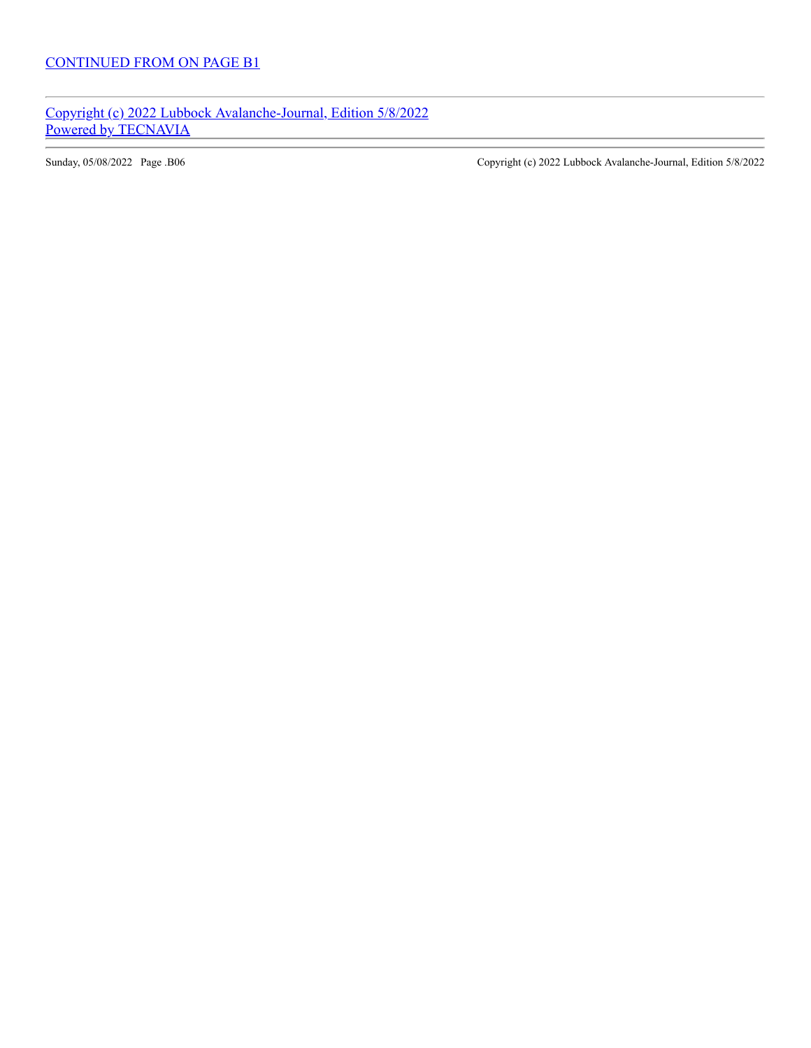CONTINUED FROM ON PAGE B1

---

Copyright (c) 2022 Lubbock Avalanche-Journal, Edition 5/8/2022
Powered by TECNAVIA